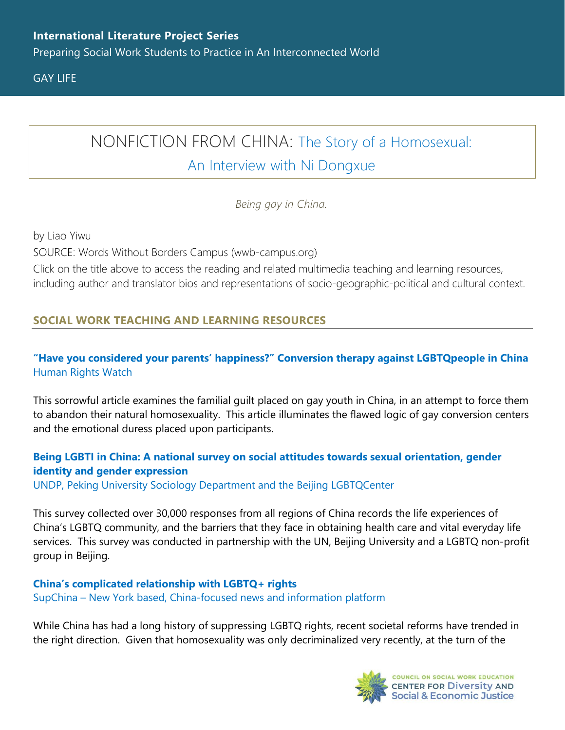**International Literature Project Series**

Preparing Social Work Students to Practice in An Interconnected World

GAY LIFE

# NONFICTION FROM CHINA: The Story of a Homosexual: An Interview with Ni Dongxue

*Being gay in China.*

by Liao Yiwu

SOURCE: Words Without Borders Campus (wwb-campus.org)

Click on the title above to access the reading and related multimedia teaching and learning resources, including author and translator bios and representations of socio-geographic-political and cultural context.

## SOCIAL WORK TEACHING AND LEARNING RESOURCES

**"Have you considered your parents' happiness?" Conversion therapy against LGBTQpeople in China**
Human Rights Watch

This sorrowful article examines the familial guilt placed on gay youth in China, in an attempt to force them to abandon their natural homosexuality. This article illuminates the flawed logic of gay conversion centers and the emotional duress placed upon participants.

**Being LGBTI in China: A national survey on social attitudes towards sexual orientation, gender identity and gender expression**
UNDP, Peking University Sociology Department and the Beijing LGBTQCenter

This survey collected over 30,000 responses from all regions of China records the life experiences of China's LGBTQ community, and the barriers that they face in obtaining health care and vital everyday life services. This survey was conducted in partnership with the UN, Beijing University and a LGBTQ non-profit group in Beijing.

**China's complicated relationship with LGBTQ+ rights**
SupChina – New York based, China-focused news and information platform

While China has had a long history of suppressing LGBTQ rights, recent societal reforms have trended in the right direction. Given that homosexuality was only decriminalized very recently, at the turn of the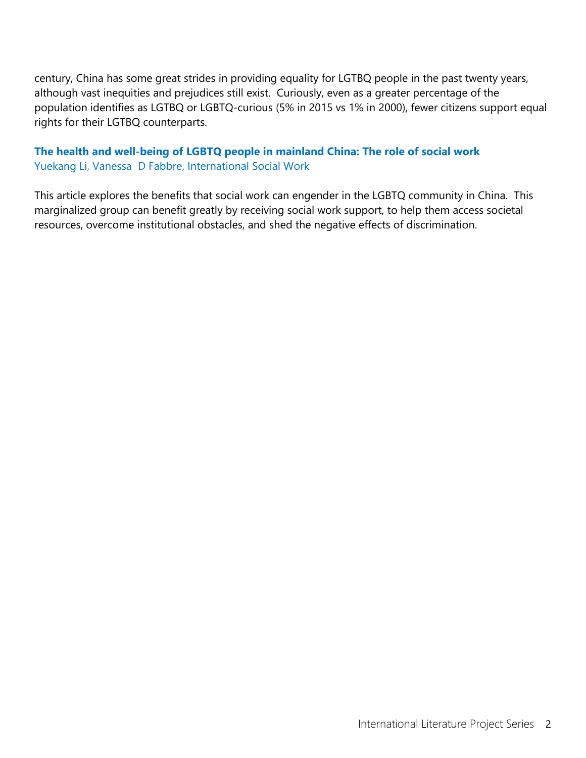century, China has some great strides in providing equality for LGTBQ people in the past twenty years, although vast inequities and prejudices still exist. Curiously, even as a greater percentage of the population identifies as LGTBQ or LGBTQ-curious (5% in 2015 vs 1% in 2000), fewer citizens support equal rights for their LGTBQ counterparts.

**The health and well-being of LGBTQ people in mainland China: The role of social work**
Yuekang Li, Vanessa D Fabbre, International Social Work

This article explores the benefits that social work can engender in the LGBTQ community in China. This marginalized group can benefit greatly by receiving social work support, to help them access societal resources, overcome institutional obstacles, and shed the negative effects of discrimination.